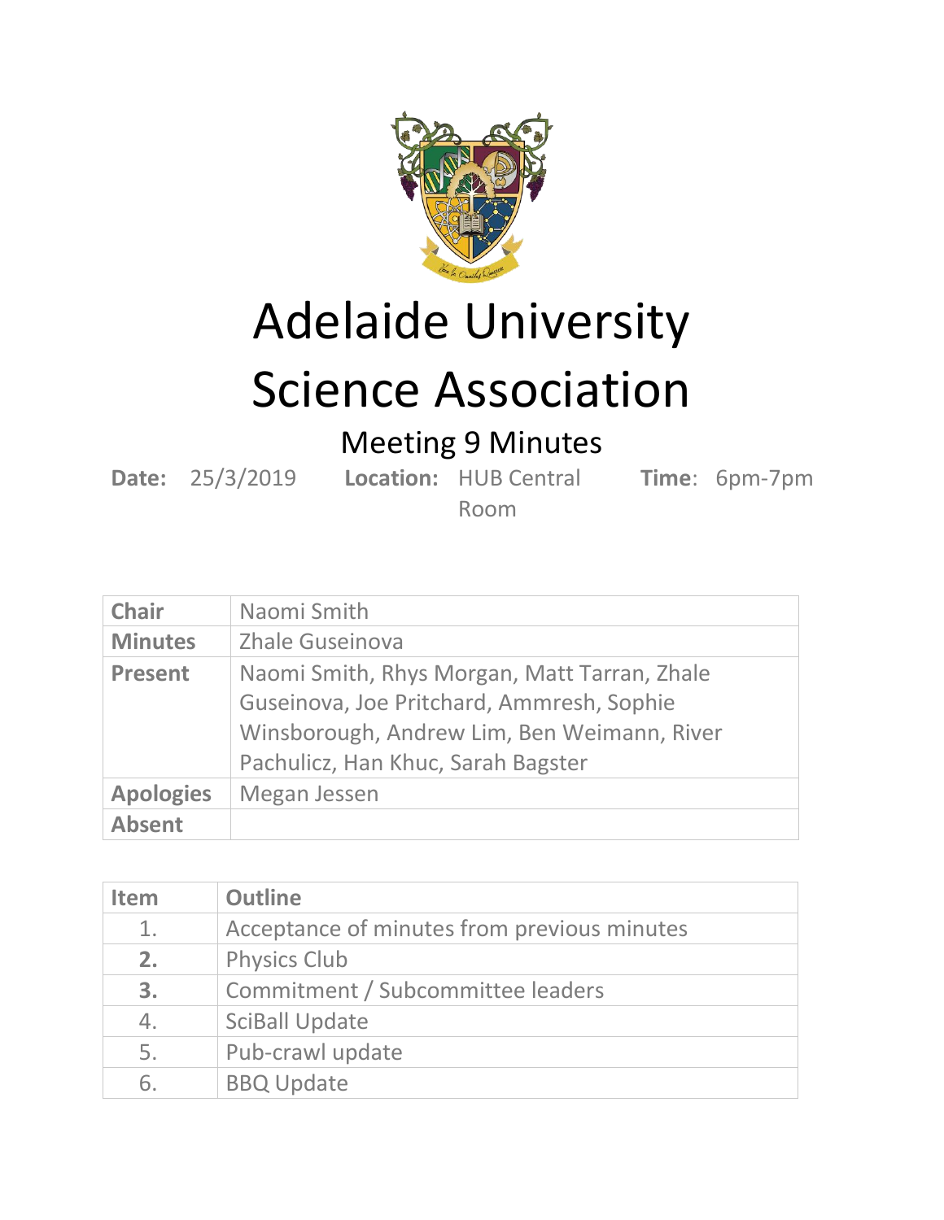# Adelaide University Science Association

## Meeting 9 Minutes

**Date:** 25/3/2019 **Location:** HUB Central Room **Time**: 6pm-7pm

| | |
|---|---|
| **Chair** | Naomi Smith |
| **Minutes** | Zhale Guseinova |
| **Present** | Naomi Smith, Rhys Morgan, Matt Tarran, Zhale Guseinova, Joe Pritchard, Ammresh, Sophie Winsborough, Andrew Lim, Ben Weimann, River Pachulicz, Han Khuc, Sarah Bagster |
| **Apologies** | Megan Jessen |
| **Absent** | |

| Item | Outline |
|---|---|
| 1. | Acceptance of minutes from previous minutes |
| **2.** | Physics Club |
| **3.** | Commitment / Subcommittee leaders |
| 4. | SciBall Update |
| 5. | Pub-crawl update |
| 6. | BBQ Update |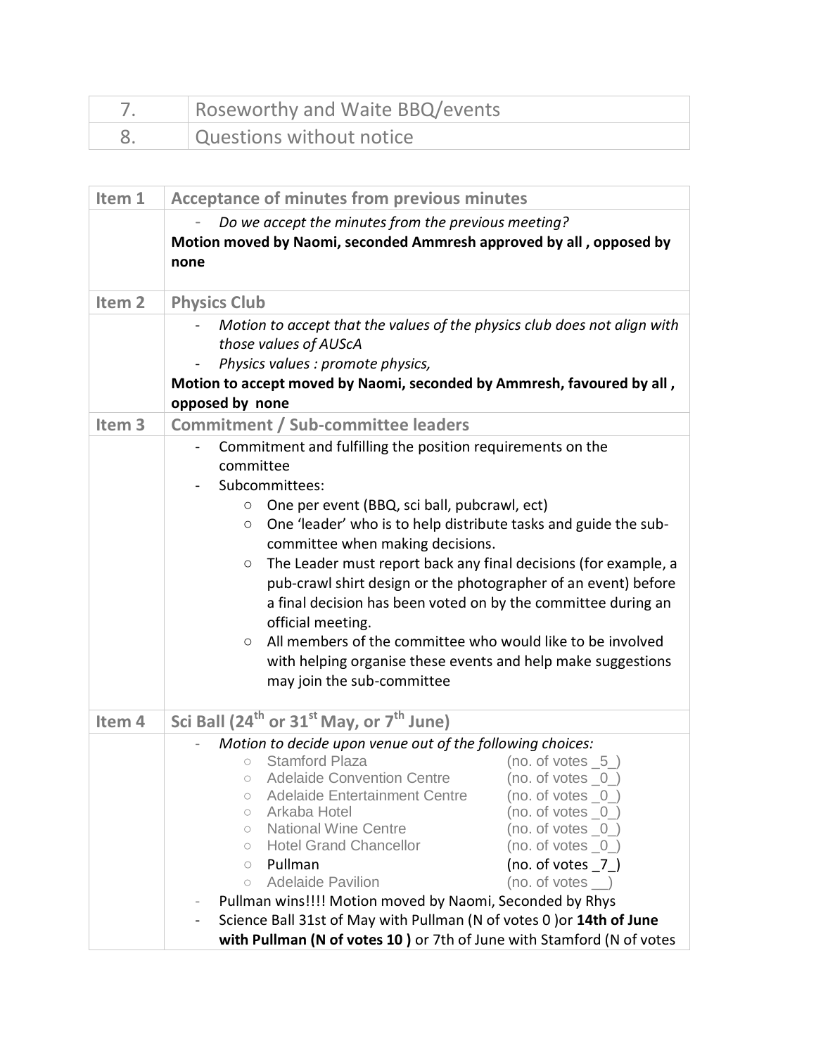| | |
|---|---|
| 7. | Roseworthy and Waite BBQ/events |
| 8. | Questions without notice |

| | |
|---|---|
| **Item 1** | **Acceptance of minutes from previous minutes** |
| | - *Do we accept the minutes from the previous meeting?* <br> **Motion moved by Naomi, seconded Ammresh approved by all , opposed by none** |
| **Item 2** | **Physics Club** |
| | - *Motion to accept that the values of the physics club does not align with those values of AUScA* <br> - *Physics values : promote physics,* <br> **Motion to accept moved by Naomi, seconded by Ammresh, favoured by all , opposed by none** |
| **Item 3** | **Commitment / Sub-committee leaders** |
| | - Commitment and fulfilling the position requirements on the committee <br> - Subcommittees: <br> ○ One per event (BBQ, sci ball, pubcrawl, ect) <br> ○ One 'leader' who is to help distribute tasks and guide the sub-committee when making decisions. <br> ○ The Leader must report back any final decisions (for example, a pub-crawl shirt design or the photographer of an event) before a final decision has been voted on by the committee during an official meeting. <br> ○ All members of the committee who would like to be involved with helping organise these events and help make suggestions may join the sub-committee |
| **Item 4** | **Sci Ball (24th or 31st May, or 7th June)** |
| | - *Motion to decide upon venue out of the following choices:* <br> ○ Stamford Plaza (no. of votes _5_) <br> ○ Adelaide Convention Centre (no. of votes _0_) <br> ○ Adelaide Entertainment Centre (no. of votes _0_) <br> ○ Arkaba Hotel (no. of votes _0_) <br> ○ National Wine Centre (no. of votes _0_) <br> ○ Hotel Grand Chancellor (no. of votes _0_) <br> ○ Pullman (no. of votes _7_) <br> ○ Adelaide Pavilion (no. of votes __) <br> - Pullman wins!!!! Motion moved by Naomi, Seconded by Rhys <br> - Science Ball 31st of May with Pullman (N of votes 0 )or **14th of June with Pullman (N of votes 10 )** or 7th of June with Stamford (N of votes |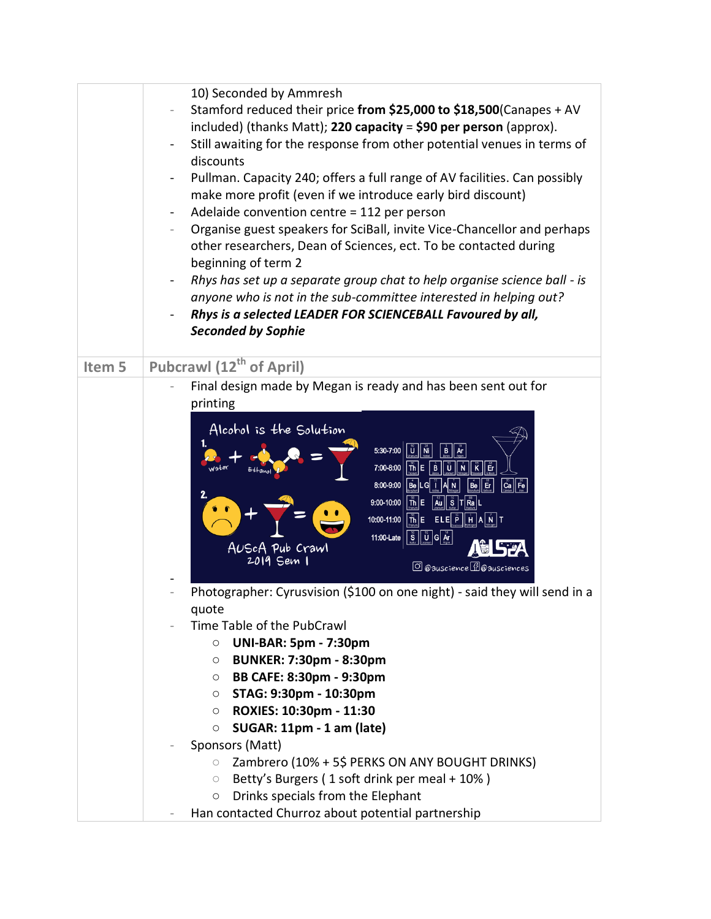| | |
|---|---|
| | 10) Seconded by Ammresh<br>- Stamford reduced their price **from $25,000 to $18,500**(Canapes + AV included) (thanks Matt); **220 capacity** = **$90 per person** (approx).<br>- Still awaiting for the response from other potential venues in terms of discounts<br>- Pullman. Capacity 240; offers a full range of AV facilities. Can possibly make more profit (even if we introduce early bird discount)<br>- Adelaide convention centre = 112 per person<br>- Organise guest speakers for SciBall, invite Vice-Chancellor and perhaps other researchers, Dean of Sciences, ect. To be contacted during beginning of term 2<br>- *Rhys has set up a separate group chat to help organise science ball - is anyone who is not in the sub-committee interested in helping out?*<br>- ***Rhys is a selected LEADER FOR SCIENCEBALL Favoured by all, Seconded by Sophie*** |
| **Item 5** | **Pubcrawl (12th of April)** |
| | - Final design made by Megan is ready and has been sent out for printing<br>-<br>- Photographer: Cyrusvision ($100 on one night) - said they will send in a quote<br>- Time Table of the PubCrawl<br>&nbsp;&nbsp;○ **UNI-BAR: 5pm - 7:30pm**<br>&nbsp;&nbsp;○ **BUNKER: 7:30pm - 8:30pm**<br>&nbsp;&nbsp;○ **BB CAFE: 8:30pm - 9:30pm**<br>&nbsp;&nbsp;○ **STAG: 9:30pm - 10:30pm**<br>&nbsp;&nbsp;○ **ROXIES: 10:30pm - 11:30**<br>&nbsp;&nbsp;○ **SUGAR: 11pm - 1 am (late)**<br>- Sponsors (Matt)<br>&nbsp;&nbsp;○ Zambrero (10% + 5$ PERKS ON ANY BOUGHT DRINKS)<br>&nbsp;&nbsp;○ Betty's Burgers ( 1 soft drink per meal + 10% )<br>&nbsp;&nbsp;○ Drinks specials from the Elephant<br>- Han contacted Churroz about potential partnership |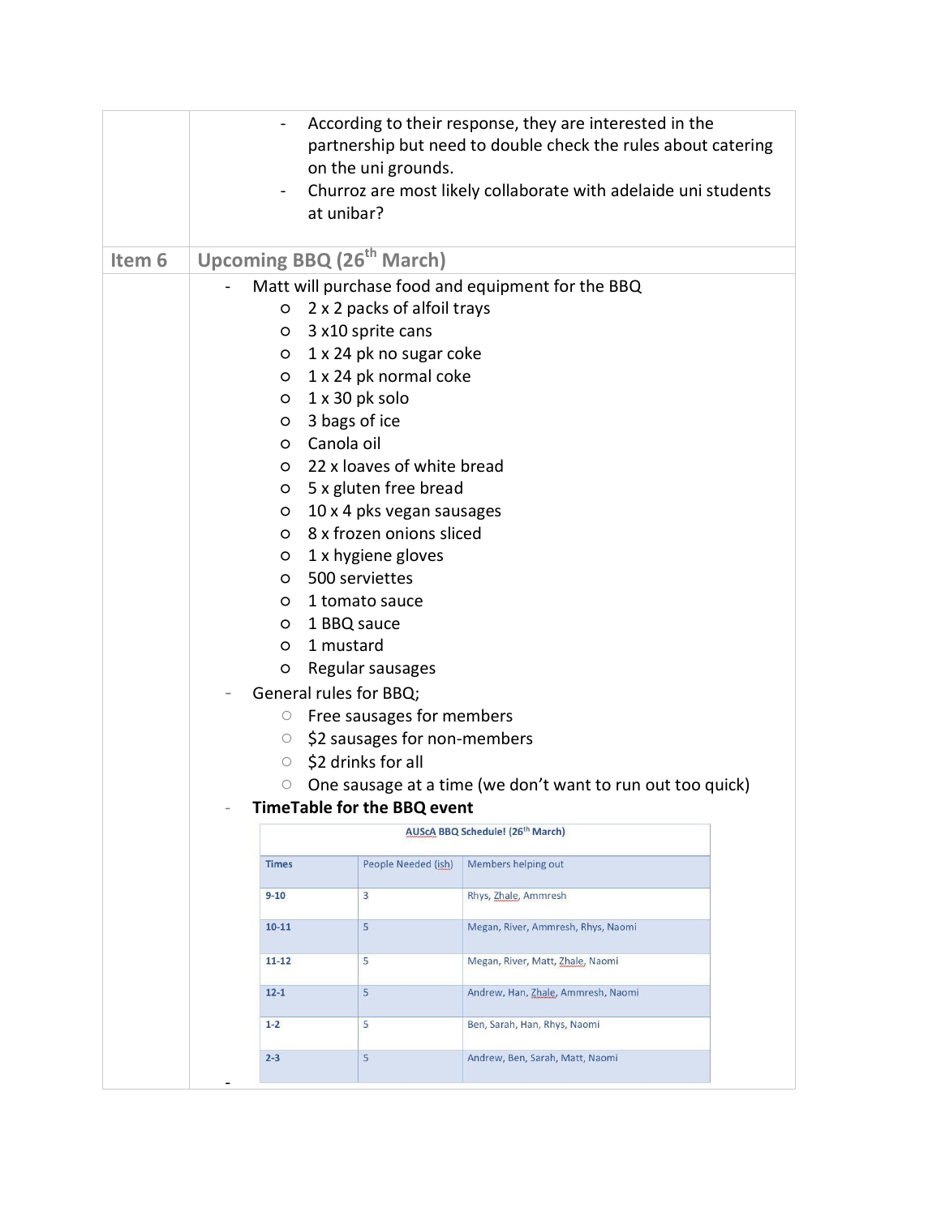- According to their response, they are interested in the partnership but need to double check the rules about catering on the uni grounds.
- Churroz are most likely collaborate with adelaide uni students at unibar?

## Item 6 Upcoming BBQ (26th March)

- Matt will purchase food and equipment for the BBQ
  - 2 x 2 packs of alfoil trays
  - 3 x10 sprite cans
  - 1 x 24 pk no sugar coke
  - 1 x 24 pk normal coke
  - 1 x 30 pk solo
  - 3 bags of ice
  - Canola oil
  - 22 x loaves of white bread
  - 5 x gluten free bread
  - 10 x 4 pks vegan sausages
  - 8 x frozen onions sliced
  - 1 x hygiene gloves
  - 500 serviettes
  - 1 tomato sauce
  - 1 BBQ sauce
  - 1 mustard
  - Regular sausages
- General rules for BBQ;
  - Free sausages for members
  - $2 sausages for non-members
  - $2 drinks for all
  - One sausage at a time (we don't want to run out too quick)
- **TimeTable for the BBQ event**

**AUScA BBQ Schedule! (26th March)**

| Times | People Needed (ish) | Members helping out |
|---|---|---|
| 9-10 | 3 | Rhys, Zhale, Ammresh |
| 10-11 | 5 | Megan, River, Ammresh, Rhys, Naomi |
| 11-12 | 5 | Megan, River, Matt, Zhale, Naomi |
| 12-1 | 5 | Andrew, Han, Zhale, Ammresh, Naomi |
| 1-2 | 5 | Ben, Sarah, Han, Rhys, Naomi |
| 2-3 | 5 | Andrew, Ben, Sarah, Matt, Naomi |

-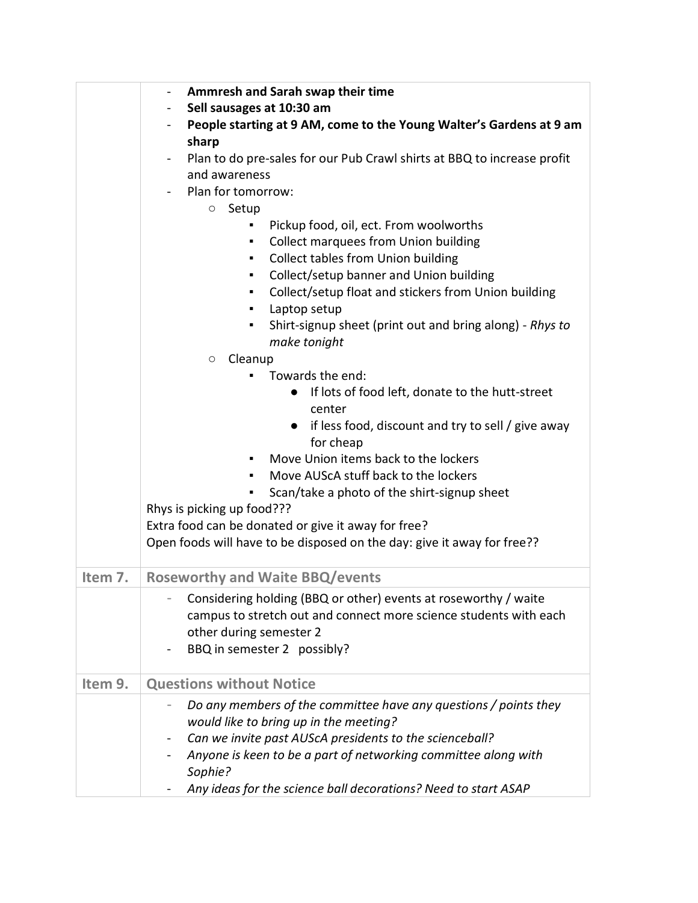| | |
|---|---|
| | - **Ammresh and Sarah swap their time**<br>- **Sell sausages at 10:30 am**<br>- **People starting at 9 AM, come to the Young Walter's Gardens at 9 am sharp**<br>- Plan to do pre-sales for our Pub Crawl shirts at BBQ to increase profit and awareness<br>- Plan for tomorrow:<br>&nbsp;&nbsp;&nbsp;&nbsp;○ Setup<br>&nbsp;&nbsp;&nbsp;&nbsp;&nbsp;&nbsp;&nbsp;&nbsp;▪ Pickup food, oil, ect. From woolworths<br>&nbsp;&nbsp;&nbsp;&nbsp;&nbsp;&nbsp;&nbsp;&nbsp;▪ Collect marquees from Union building<br>&nbsp;&nbsp;&nbsp;&nbsp;&nbsp;&nbsp;&nbsp;&nbsp;▪ Collect tables from Union building<br>&nbsp;&nbsp;&nbsp;&nbsp;&nbsp;&nbsp;&nbsp;&nbsp;▪ Collect/setup banner and Union building<br>&nbsp;&nbsp;&nbsp;&nbsp;&nbsp;&nbsp;&nbsp;&nbsp;▪ Collect/setup float and stickers from Union building<br>&nbsp;&nbsp;&nbsp;&nbsp;&nbsp;&nbsp;&nbsp;&nbsp;▪ Laptop setup<br>&nbsp;&nbsp;&nbsp;&nbsp;&nbsp;&nbsp;&nbsp;&nbsp;▪ Shirt-signup sheet (print out and bring along) - *Rhys to make tonight*<br>&nbsp;&nbsp;&nbsp;&nbsp;○ Cleanup<br>&nbsp;&nbsp;&nbsp;&nbsp;&nbsp;&nbsp;&nbsp;&nbsp;▪ Towards the end:<br>&nbsp;&nbsp;&nbsp;&nbsp;&nbsp;&nbsp;&nbsp;&nbsp;&nbsp;&nbsp;&nbsp;&nbsp;● If lots of food left, donate to the hutt-street center<br>&nbsp;&nbsp;&nbsp;&nbsp;&nbsp;&nbsp;&nbsp;&nbsp;&nbsp;&nbsp;&nbsp;&nbsp;● if less food, discount and try to sell / give away for cheap<br>&nbsp;&nbsp;&nbsp;&nbsp;&nbsp;&nbsp;&nbsp;&nbsp;▪ Move Union items back to the lockers<br>&nbsp;&nbsp;&nbsp;&nbsp;&nbsp;&nbsp;&nbsp;&nbsp;▪ Move AUScA stuff back to the lockers<br>&nbsp;&nbsp;&nbsp;&nbsp;&nbsp;&nbsp;&nbsp;&nbsp;▪ Scan/take a photo of the shirt-signup sheet<br>Rhys is picking up food???<br>Extra food can be donated or give it away for free?<br>Open foods will have to be disposed on the day: give it away for free?? |
| **Item 7.** | **Roseworthy and Waite BBQ/events** |
| | - Considering holding (BBQ or other) events at roseworthy / waite campus to stretch out and connect more science students with each other during semester 2<br>- BBQ in semester 2 possibly? |
| **Item 9.** | **Questions without Notice** |
| | - *Do any members of the committee have any questions / points they would like to bring up in the meeting?*<br>- *Can we invite past AUScA presidents to the scienceball?*<br>- *Anyone is keen to be a part of networking committee along with Sophie?*<br>- *Any ideas for the science ball decorations? Need to start ASAP* |